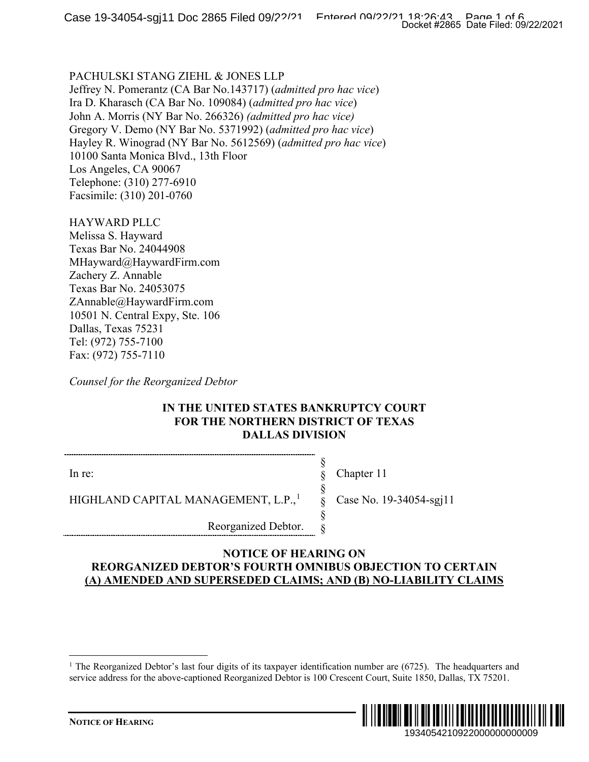PACHULSKI STANG ZIEHL & JONES LLP
Jeffrey N. Pomerantz (CA Bar No.143717) (*admitted pro hac vice*)
Ira D. Kharasch (CA Bar No. 109084) (*admitted pro hac vice*)
John A. Morris (NY Bar No. 266326) *(admitted pro hac vice)*
Gregory V. Demo (NY Bar No. 5371992) (*admitted pro hac vice*)
Hayley R. Winograd (NY Bar No. 5612569) (*admitted pro hac vice*)
10100 Santa Monica Blvd., 13th Floor
Los Angeles, CA 90067
Telephone: (310) 277-6910
Facsimile: (310) 201-0760

HAYWARD PLLC
Melissa S. Hayward
Texas Bar No. 24044908
MHayward@HaywardFirm.com
Zachery Z. Annable
Texas Bar No. 24053075
ZAnnable@HaywardFirm.com
10501 N. Central Expy, Ste. 106
Dallas, Texas 75231
Tel: (972) 755-7100
Fax: (972) 755-7110

*Counsel for the Reorganized Debtor*

**IN THE UNITED STATES BANKRUPTCY COURT**
**FOR THE NORTHERN DISTRICT OF TEXAS**
**DALLAS DIVISION**

| | | |
|---|---|---|
| In re: | § | Chapter 11 |
| HIGHLAND CAPITAL MANAGEMENT, L.P.,[1] | § | Case No. 19-34054-sgj11 |
| Reorganized Debtor. | § | |

**NOTICE OF HEARING ON**
**REORGANIZED DEBTOR'S FOURTH OMNIBUS OBJECTION TO CERTAIN**
**(A) AMENDED AND SUPERSEDED CLAIMS; AND (B) NO-LIABILITY CLAIMS**

[1] The Reorganized Debtor's last four digits of its taxpayer identification number are (6725). The headquarters and service address for the above-captioned Reorganized Debtor is 100 Crescent Court, Suite 1850, Dallas, TX 75201.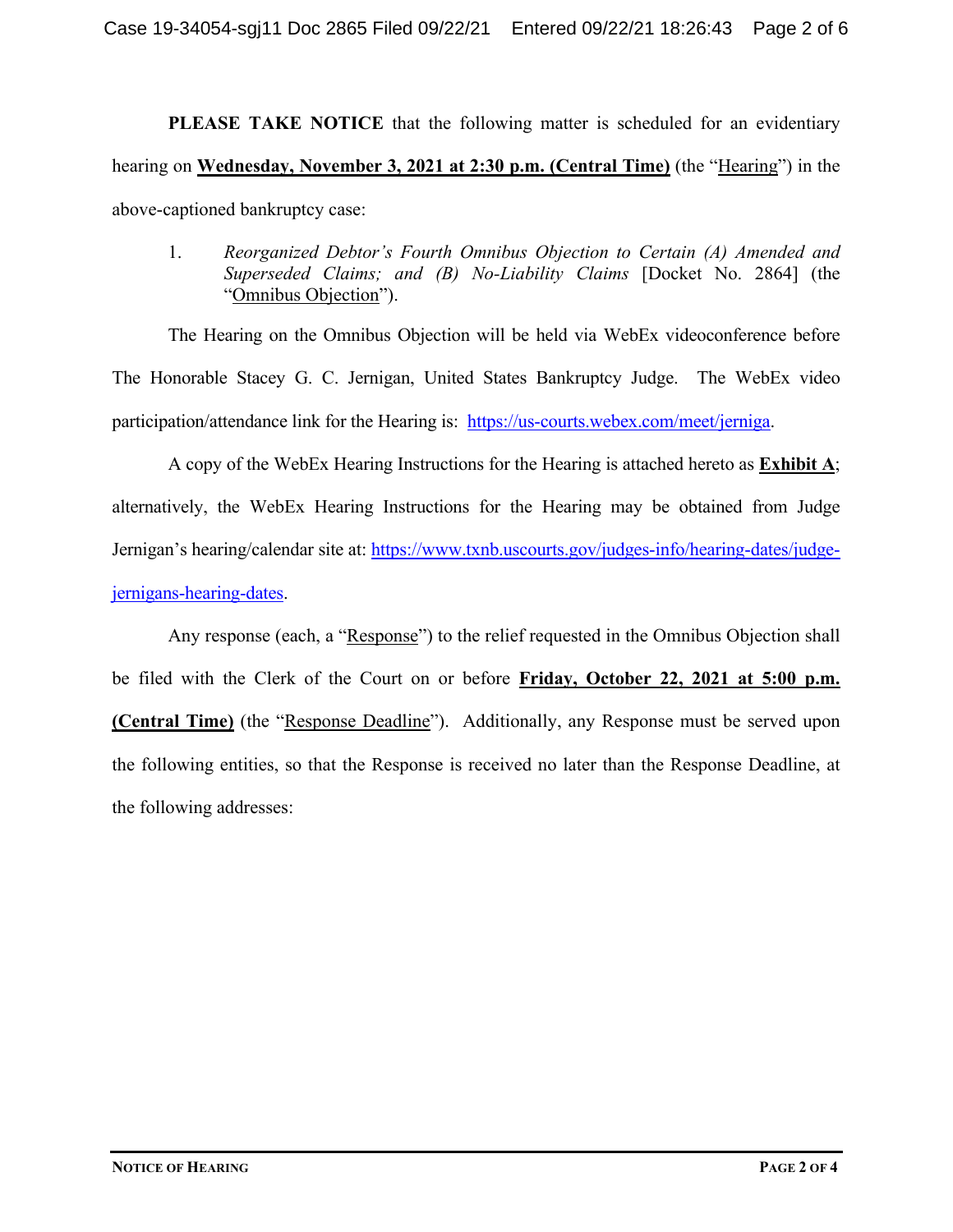**PLEASE TAKE NOTICE** that the following matter is scheduled for an evidentiary hearing on **Wednesday, November 3, 2021 at 2:30 p.m. (Central Time)** (the "Hearing") in the above-captioned bankruptcy case:

1. *Reorganized Debtor's Fourth Omnibus Objection to Certain (A) Amended and Superseded Claims; and (B) No-Liability Claims* [Docket No. 2864] (the "Omnibus Objection").

The Hearing on the Omnibus Objection will be held via WebEx videoconference before The Honorable Stacey G. C. Jernigan, United States Bankruptcy Judge. The WebEx video participation/attendance link for the Hearing is: https://us-courts.webex.com/meet/jerniga.

A copy of the WebEx Hearing Instructions for the Hearing is attached hereto as **Exhibit A**; alternatively, the WebEx Hearing Instructions for the Hearing may be obtained from Judge Jernigan's hearing/calendar site at: https://www.txnb.uscourts.gov/judges-info/hearing-dates/judge-jernigans-hearing-dates.

Any response (each, a "Response") to the relief requested in the Omnibus Objection shall be filed with the Clerk of the Court on or before **Friday, October 22, 2021 at 5:00 p.m. (Central Time)** (the "Response Deadline"). Additionally, any Response must be served upon the following entities, so that the Response is received no later than the Response Deadline, at the following addresses: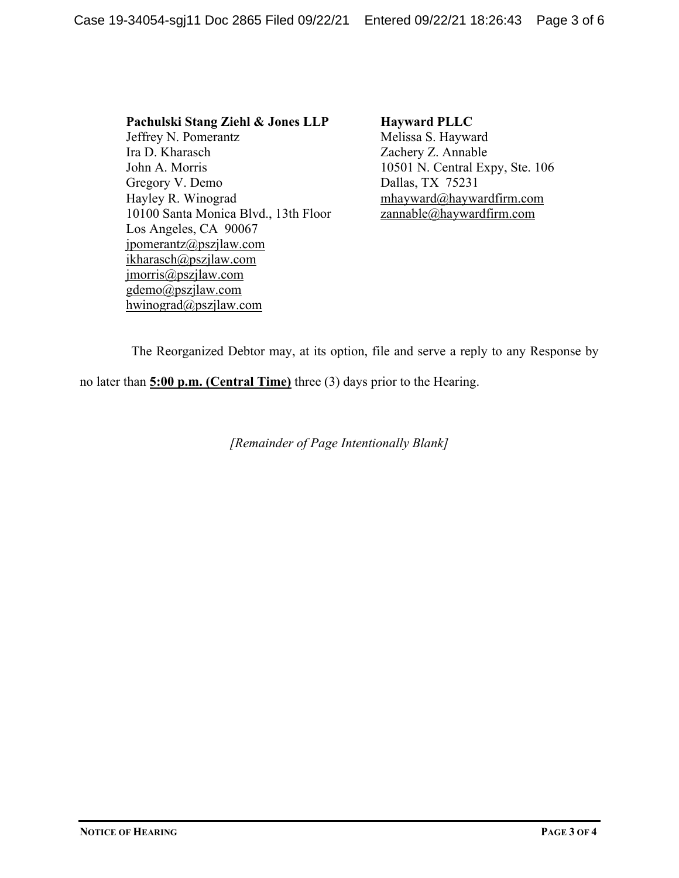**Pachulski Stang Ziehl & Jones LLP**
Jeffrey N. Pomerantz
Ira D. Kharasch
John A. Morris
Gregory V. Demo
Hayley R. Winograd
10100 Santa Monica Blvd., 13th Floor
Los Angeles, CA 90067
jpomerantz@pszjlaw.com
ikharasch@pszjlaw.com
jmorris@pszjlaw.com
gdemo@pszjlaw.com
hwinograd@pszjlaw.com

**Hayward PLLC**
Melissa S. Hayward
Zachery Z. Annable
10501 N. Central Expy, Ste. 106
Dallas, TX 75231
mhayward@haywardfirm.com
zannable@haywardfirm.com

The Reorganized Debtor may, at its option, file and serve a reply to any Response by no later than **5:00 p.m. (Central Time)** three (3) days prior to the Hearing.

*[Remainder of Page Intentionally Blank]*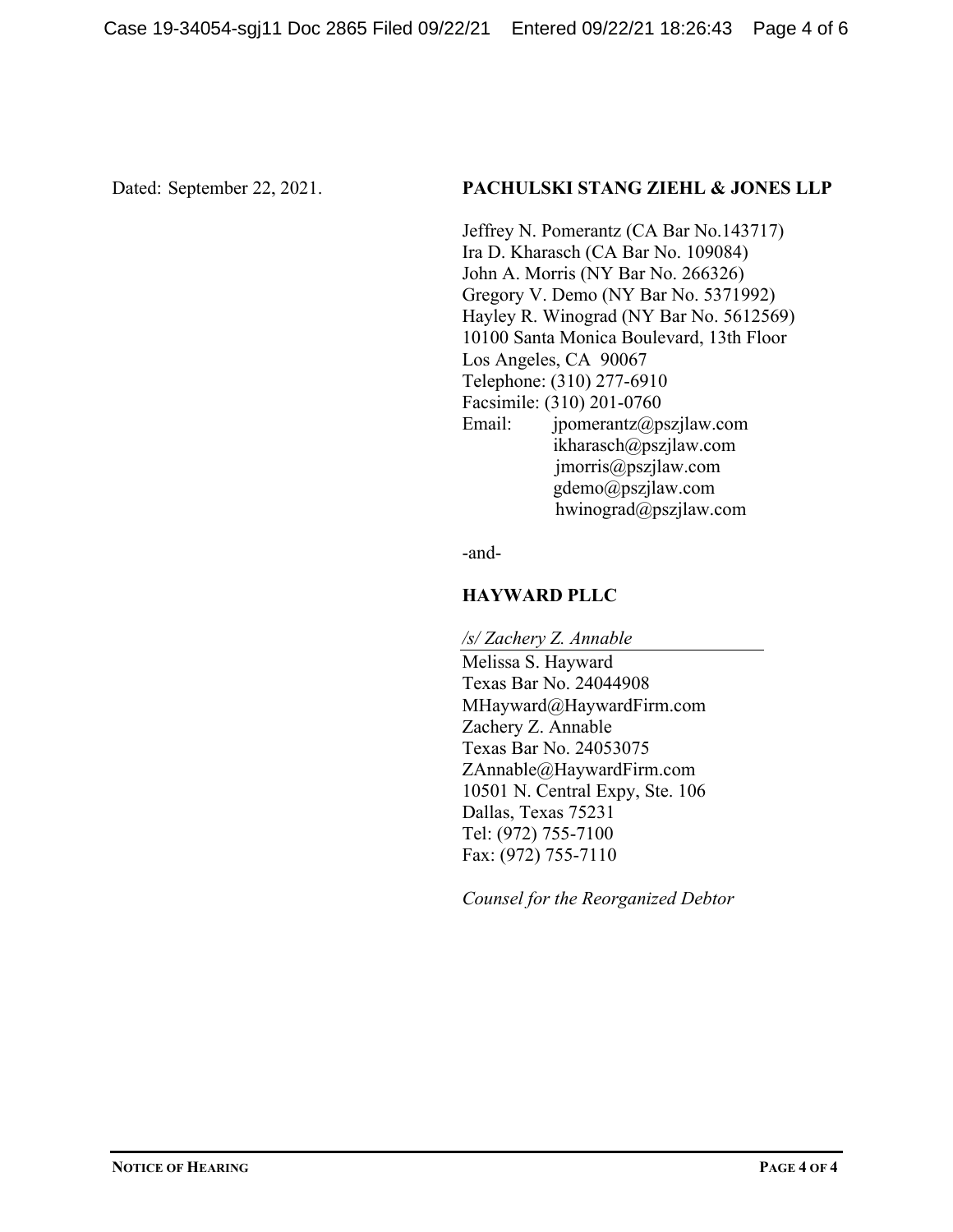Dated: September 22, 2021.

**PACHULSKI STANG ZIEHL & JONES LLP**

Jeffrey N. Pomerantz (CA Bar No.143717)
Ira D. Kharasch (CA Bar No. 109084)
John A. Morris (NY Bar No. 266326)
Gregory V. Demo (NY Bar No. 5371992)
Hayley R. Winograd (NY Bar No. 5612569)
10100 Santa Monica Boulevard, 13th Floor
Los Angeles, CA 90067
Telephone: (310) 277-6910
Facsimile: (310) 201-0760
Email: jpomerantz@pszjlaw.com
ikharasch@pszjlaw.com
jmorris@pszjlaw.com
gdemo@pszjlaw.com
hwinograd@pszjlaw.com

-and-

**HAYWARD PLLC**

*/s/ Zachery Z. Annable*
Melissa S. Hayward
Texas Bar No. 24044908
MHayward@HaywardFirm.com
Zachery Z. Annable
Texas Bar No. 24053075
ZAnnable@HaywardFirm.com
10501 N. Central Expy, Ste. 106
Dallas, Texas 75231
Tel: (972) 755-7100
Fax: (972) 755-7110

*Counsel for the Reorganized Debtor*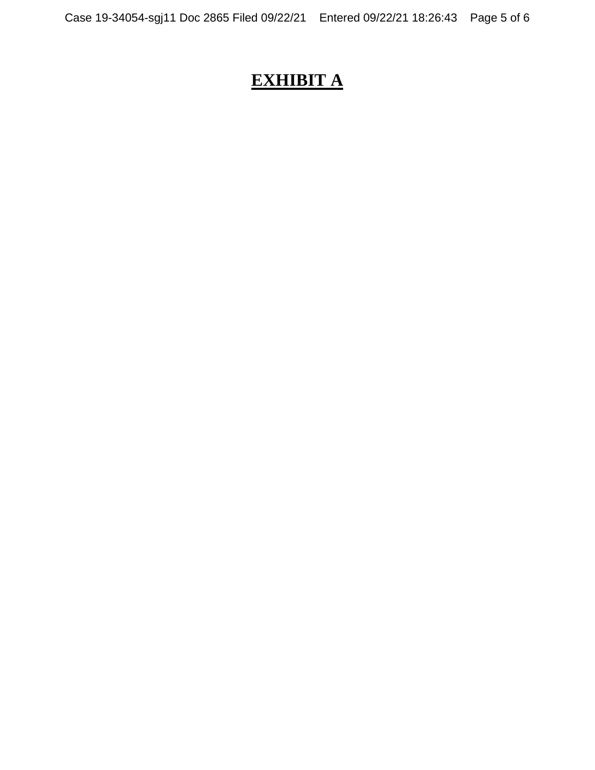# <u>EXHIBIT A</u>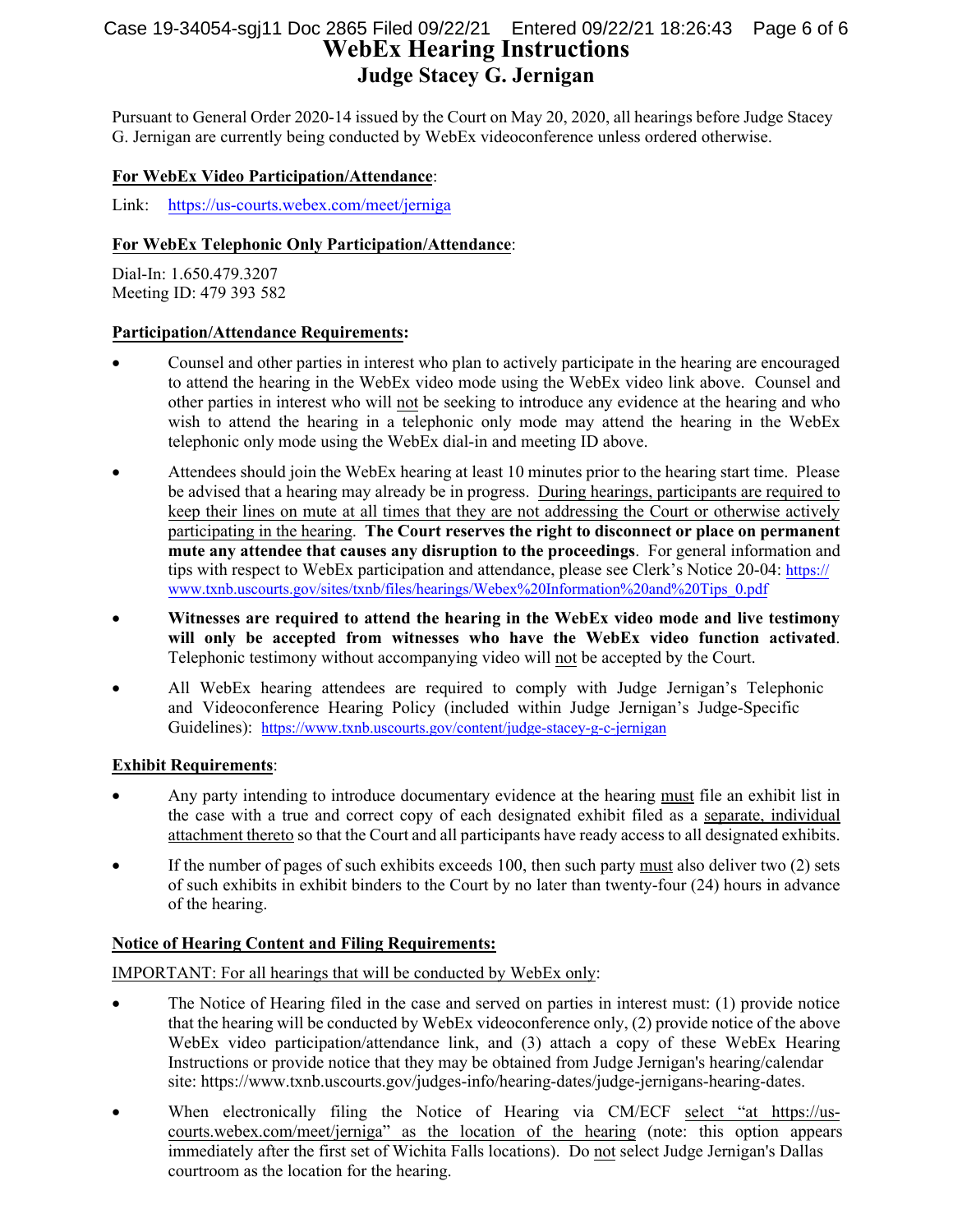# WebEx Hearing Instructions

## Judge Stacey G. Jernigan

Pursuant to General Order 2020-14 issued by the Court on May 20, 2020, all hearings before Judge Stacey G. Jernigan are currently being conducted by WebEx videoconference unless ordered otherwise.

**For WebEx Video Participation/Attendance**:

Link: https://us-courts.webex.com/meet/jerniga

**For WebEx Telephonic Only Participation/Attendance**:

Dial-In: 1.650.479.3207
Meeting ID: 479 393 582

**Participation/Attendance Requirements:**

- Counsel and other parties in interest who plan to actively participate in the hearing are encouraged to attend the hearing in the WebEx video mode using the WebEx video link above. Counsel and other parties in interest who will not be seeking to introduce any evidence at the hearing and who wish to attend the hearing in a telephonic only mode may attend the hearing in the WebEx telephonic only mode using the WebEx dial-in and meeting ID above.
- Attendees should join the WebEx hearing at least 10 minutes prior to the hearing start time. Please be advised that a hearing may already be in progress. During hearings, participants are required to keep their lines on mute at all times that they are not addressing the Court or otherwise actively participating in the hearing. **The Court reserves the right to disconnect or place on permanent mute any attendee that causes any disruption to the proceedings**. For general information and tips with respect to WebEx participation and attendance, please see Clerk's Notice 20-04: https://www.txnb.uscourts.gov/sites/txnb/files/hearings/Webex%20Information%20and%20Tips_0.pdf
- **Witnesses are required to attend the hearing in the WebEx video mode and live testimony will only be accepted from witnesses who have the WebEx video function activated**. Telephonic testimony without accompanying video will not be accepted by the Court.
- All WebEx hearing attendees are required to comply with Judge Jernigan's Telephonic and Videoconference Hearing Policy (included within Judge Jernigan's Judge-Specific Guidelines): https://www.txnb.uscourts.gov/content/judge-stacey-g-c-jernigan

**Exhibit Requirements**:

- Any party intending to introduce documentary evidence at the hearing must file an exhibit list in the case with a true and correct copy of each designated exhibit filed as a separate, individual attachment thereto so that the Court and all participants have ready access to all designated exhibits.
- If the number of pages of such exhibits exceeds 100, then such party must also deliver two (2) sets of such exhibits in exhibit binders to the Court by no later than twenty-four (24) hours in advance of the hearing.

**Notice of Hearing Content and Filing Requirements:**

IMPORTANT: For all hearings that will be conducted by WebEx only:

- The Notice of Hearing filed in the case and served on parties in interest must: (1) provide notice that the hearing will be conducted by WebEx videoconference only, (2) provide notice of the above WebEx video participation/attendance link, and (3) attach a copy of these WebEx Hearing Instructions or provide notice that they may be obtained from Judge Jernigan's hearing/calendar site: https://www.txnb.uscourts.gov/judges-info/hearing-dates/judge-jernigans-hearing-dates.
- When electronically filing the Notice of Hearing via CM/ECF select "at https://us-courts.webex.com/meet/jerniga" as the location of the hearing (note: this option appears immediately after the first set of Wichita Falls locations). Do not select Judge Jernigan's Dallas courtroom as the location for the hearing.